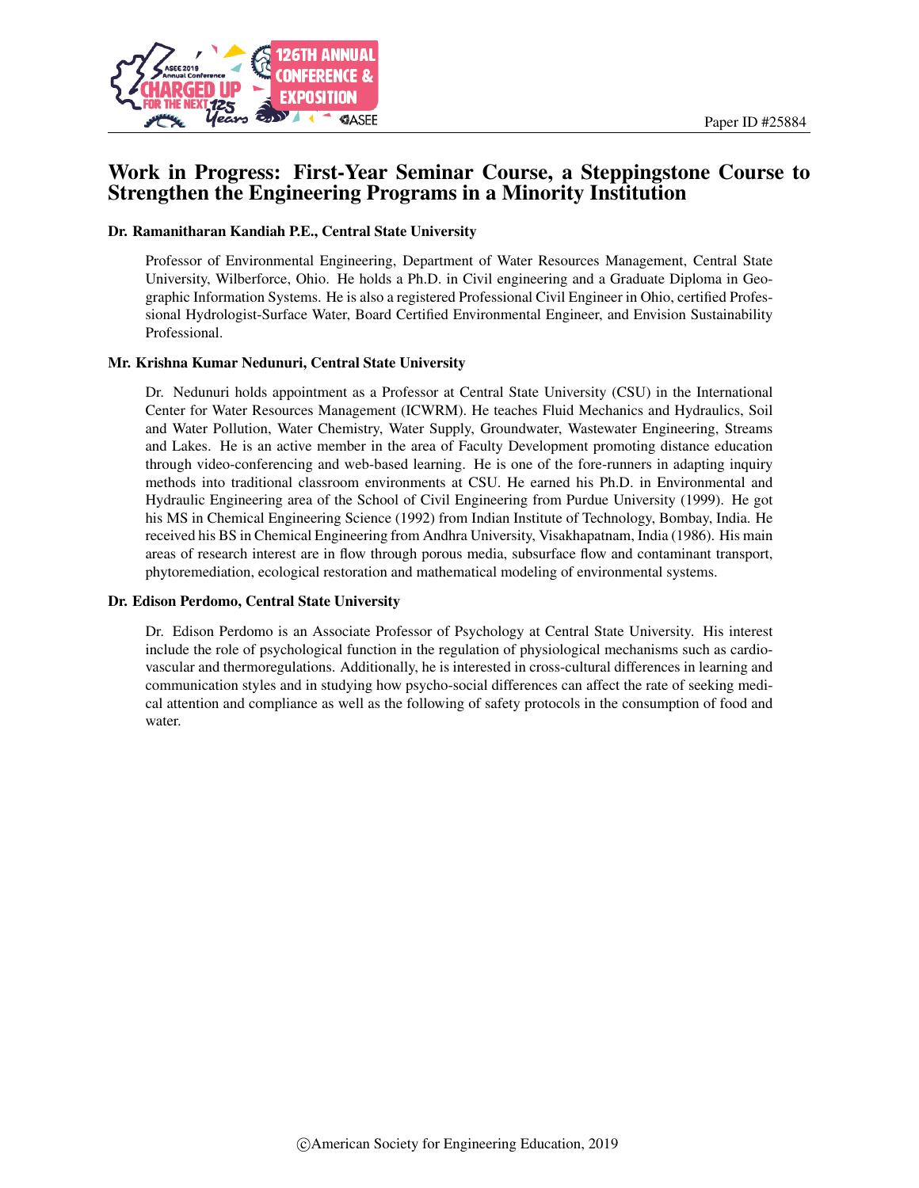Paper ID #25884

# Work in Progress: First-Year Seminar Course, a Steppingstone Course to Strengthen the Engineering Programs in a Minority Institution

**Dr. Ramanitharan Kandiah P.E., Central State University**

Professor of Environmental Engineering, Department of Water Resources Management, Central State University, Wilberforce, Ohio. He holds a Ph.D. in Civil engineering and a Graduate Diploma in Geographic Information Systems. He is also a registered Professional Civil Engineer in Ohio, certified Professional Hydrologist-Surface Water, Board Certified Environmental Engineer, and Envision Sustainability Professional.

**Mr. Krishna Kumar Nedunuri, Central State University**

Dr. Nedunuri holds appointment as a Professor at Central State University (CSU) in the International Center for Water Resources Management (ICWRM). He teaches Fluid Mechanics and Hydraulics, Soil and Water Pollution, Water Chemistry, Water Supply, Groundwater, Wastewater Engineering, Streams and Lakes. He is an active member in the area of Faculty Development promoting distance education through video-conferencing and web-based learning. He is one of the fore-runners in adapting inquiry methods into traditional classroom environments at CSU. He earned his Ph.D. in Environmental and Hydraulic Engineering area of the School of Civil Engineering from Purdue University (1999). He got his MS in Chemical Engineering Science (1992) from Indian Institute of Technology, Bombay, India. He received his BS in Chemical Engineering from Andhra University, Visakhapatnam, India (1986). His main areas of research interest are in flow through porous media, subsurface flow and contaminant transport, phytoremediation, ecological restoration and mathematical modeling of environmental systems.

**Dr. Edison Perdomo, Central State University**

Dr. Edison Perdomo is an Associate Professor of Psychology at Central State University. His interest include the role of psychological function in the regulation of physiological mechanisms such as cardiovascular and thermoregulations. Additionally, he is interested in cross-cultural differences in learning and communication styles and in studying how psycho-social differences can affect the rate of seeking medical attention and compliance as well as the following of safety protocols in the consumption of food and water.

©American Society for Engineering Education, 2019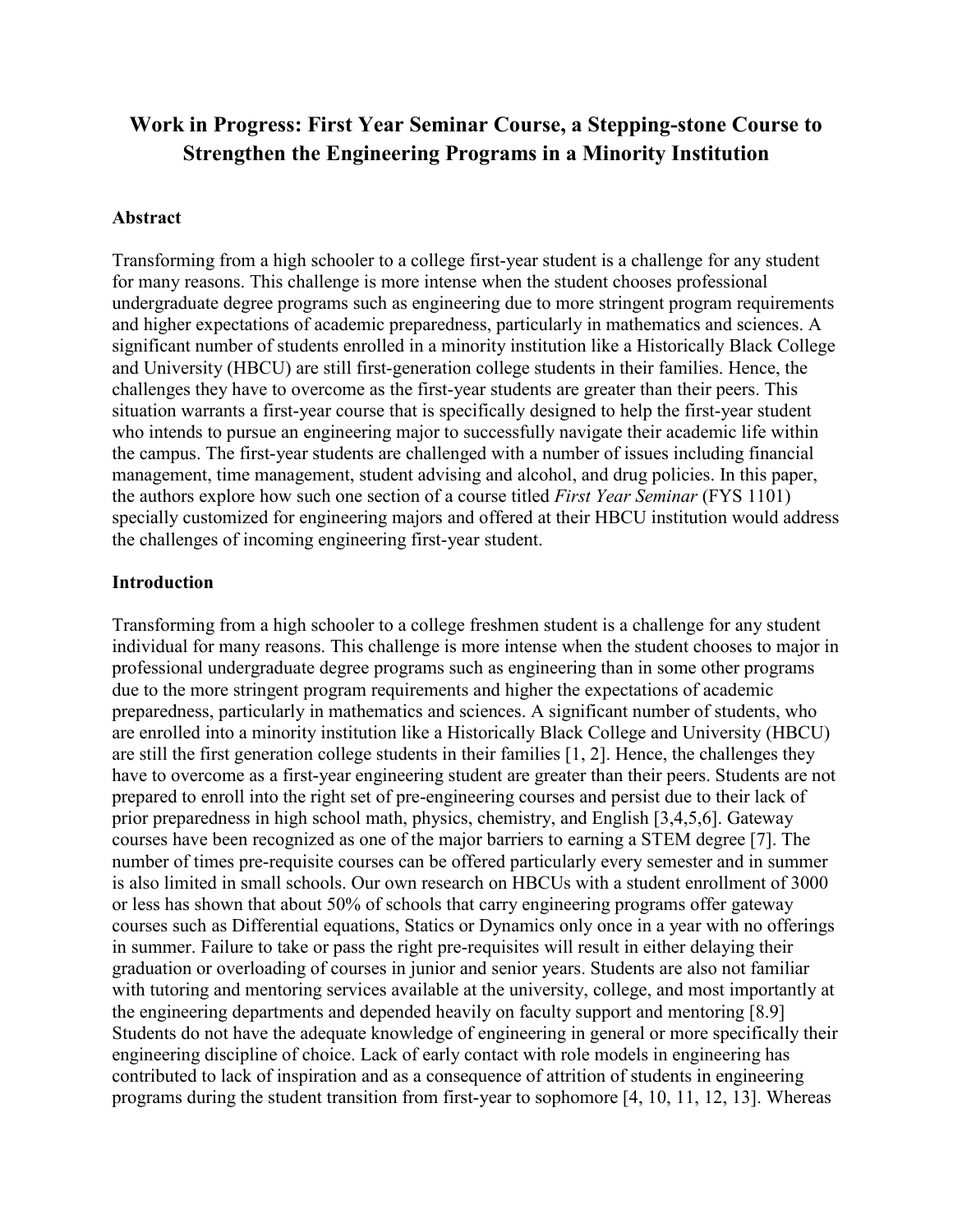# Work in Progress: First Year Seminar Course, a Stepping-stone Course to Strengthen the Engineering Programs in a Minority Institution

## Abstract

Transforming from a high schooler to a college first-year student is a challenge for any student for many reasons. This challenge is more intense when the student chooses professional undergraduate degree programs such as engineering due to more stringent program requirements and higher expectations of academic preparedness, particularly in mathematics and sciences. A significant number of students enrolled in a minority institution like a Historically Black College and University (HBCU) are still first-generation college students in their families. Hence, the challenges they have to overcome as the first-year students are greater than their peers. This situation warrants a first-year course that is specifically designed to help the first-year student who intends to pursue an engineering major to successfully navigate their academic life within the campus. The first-year students are challenged with a number of issues including financial management, time management, student advising and alcohol, and drug policies. In this paper, the authors explore how such one section of a course titled *First Year Seminar* (FYS 1101) specially customized for engineering majors and offered at their HBCU institution would address the challenges of incoming engineering first-year student.

## Introduction

Transforming from a high schooler to a college freshmen student is a challenge for any student individual for many reasons. This challenge is more intense when the student chooses to major in professional undergraduate degree programs such as engineering than in some other programs due to the more stringent program requirements and higher the expectations of academic preparedness, particularly in mathematics and sciences. A significant number of students, who are enrolled into a minority institution like a Historically Black College and University (HBCU) are still the first generation college students in their families [1, 2]. Hence, the challenges they have to overcome as a first-year engineering student are greater than their peers. Students are not prepared to enroll into the right set of pre-engineering courses and persist due to their lack of prior preparedness in high school math, physics, chemistry, and English [3,4,5,6]. Gateway courses have been recognized as one of the major barriers to earning a STEM degree [7]. The number of times pre-requisite courses can be offered particularly every semester and in summer is also limited in small schools. Our own research on HBCUs with a student enrollment of 3000 or less has shown that about 50% of schools that carry engineering programs offer gateway courses such as Differential equations, Statics or Dynamics only once in a year with no offerings in summer. Failure to take or pass the right pre-requisites will result in either delaying their graduation or overloading of courses in junior and senior years. Students are also not familiar with tutoring and mentoring services available at the university, college, and most importantly at the engineering departments and depended heavily on faculty support and mentoring [8.9] Students do not have the adequate knowledge of engineering in general or more specifically their engineering discipline of choice. Lack of early contact with role models in engineering has contributed to lack of inspiration and as a consequence of attrition of students in engineering programs during the student transition from first-year to sophomore [4, 10, 11, 12, 13]. Whereas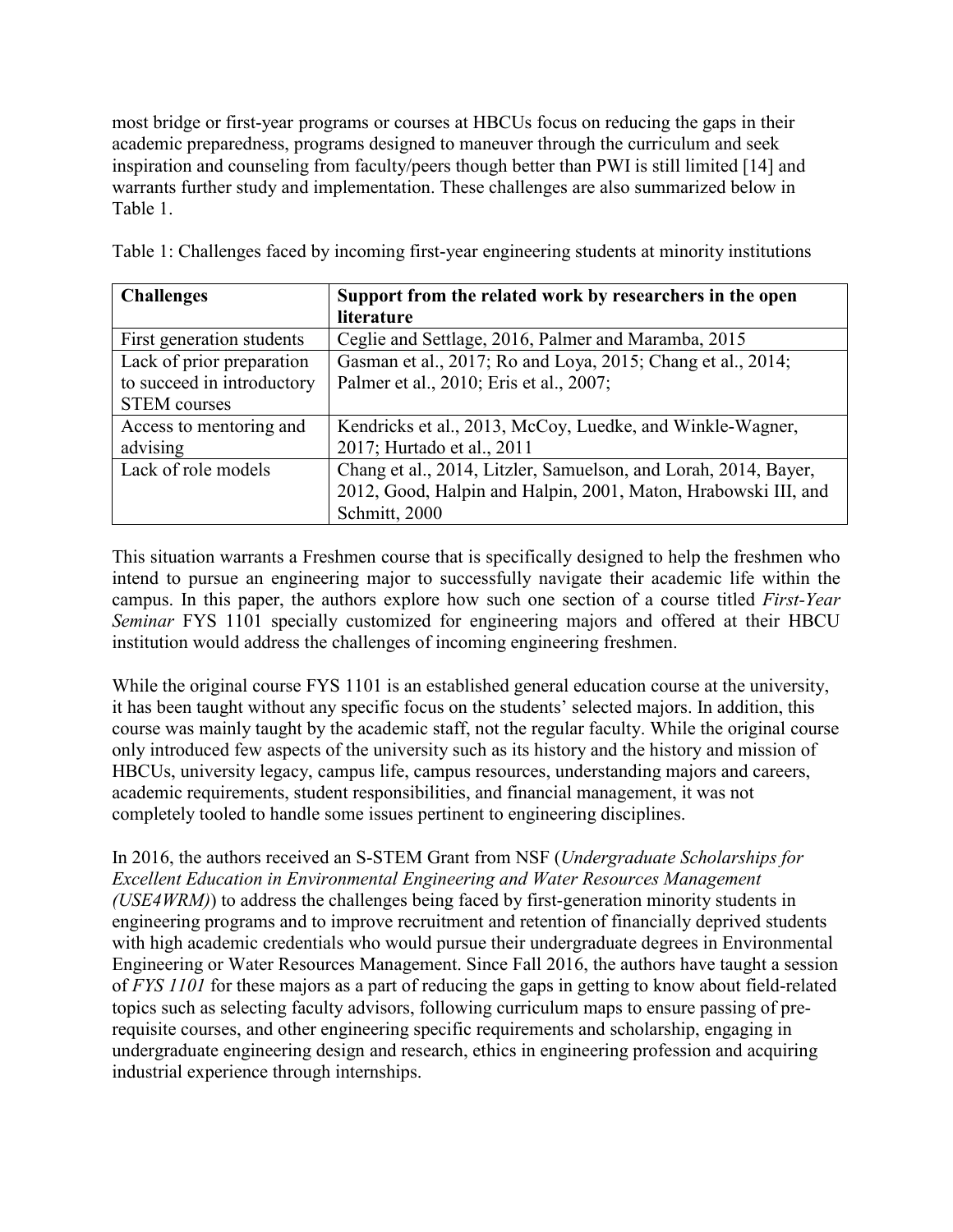most bridge or first-year programs or courses at HBCUs focus on reducing the gaps in their academic preparedness, programs designed to maneuver through the curriculum and seek inspiration and counseling from faculty/peers though better than PWI is still limited [14] and warrants further study and implementation. These challenges are also summarized below in Table 1.

Table 1: Challenges faced by incoming first-year engineering students at minority institutions

| **Challenges** | **Support from the related work by researchers in the open literature** |
|---|---|
| First generation students | Ceglie and Settlage, 2016, Palmer and Maramba, 2015 |
| Lack of prior preparation to succeed in introductory STEM courses | Gasman et al., 2017; Ro and Loya, 2015; Chang et al., 2014; Palmer et al., 2010; Eris et al., 2007; |
| Access to mentoring and advising | Kendricks et al., 2013, McCoy, Luedke, and Winkle-Wagner, 2017; Hurtado et al., 2011 |
| Lack of role models | Chang et al., 2014, Litzler, Samuelson, and Lorah, 2014, Bayer, 2012, Good, Halpin and Halpin, 2001, Maton, Hrabowski III, and Schmitt, 2000 |

This situation warrants a Freshmen course that is specifically designed to help the freshmen who intend to pursue an engineering major to successfully navigate their academic life within the campus. In this paper, the authors explore how such one section of a course titled *First-Year Seminar* FYS 1101 specially customized for engineering majors and offered at their HBCU institution would address the challenges of incoming engineering freshmen.

While the original course FYS 1101 is an established general education course at the university, it has been taught without any specific focus on the students' selected majors. In addition, this course was mainly taught by the academic staff, not the regular faculty. While the original course only introduced few aspects of the university such as its history and the history and mission of HBCUs, university legacy, campus life, campus resources, understanding majors and careers, academic requirements, student responsibilities, and financial management, it was not completely tooled to handle some issues pertinent to engineering disciplines.

In 2016, the authors received an S-STEM Grant from NSF (*Undergraduate Scholarships for Excellent Education in Environmental Engineering and Water Resources Management (USE4WRM)*) to address the challenges being faced by first-generation minority students in engineering programs and to improve recruitment and retention of financially deprived students with high academic credentials who would pursue their undergraduate degrees in Environmental Engineering or Water Resources Management. Since Fall 2016, the authors have taught a session of *FYS 1101* for these majors as a part of reducing the gaps in getting to know about field-related topics such as selecting faculty advisors, following curriculum maps to ensure passing of pre-requisite courses, and other engineering specific requirements and scholarship, engaging in undergraduate engineering design and research, ethics in engineering profession and acquiring industrial experience through internships.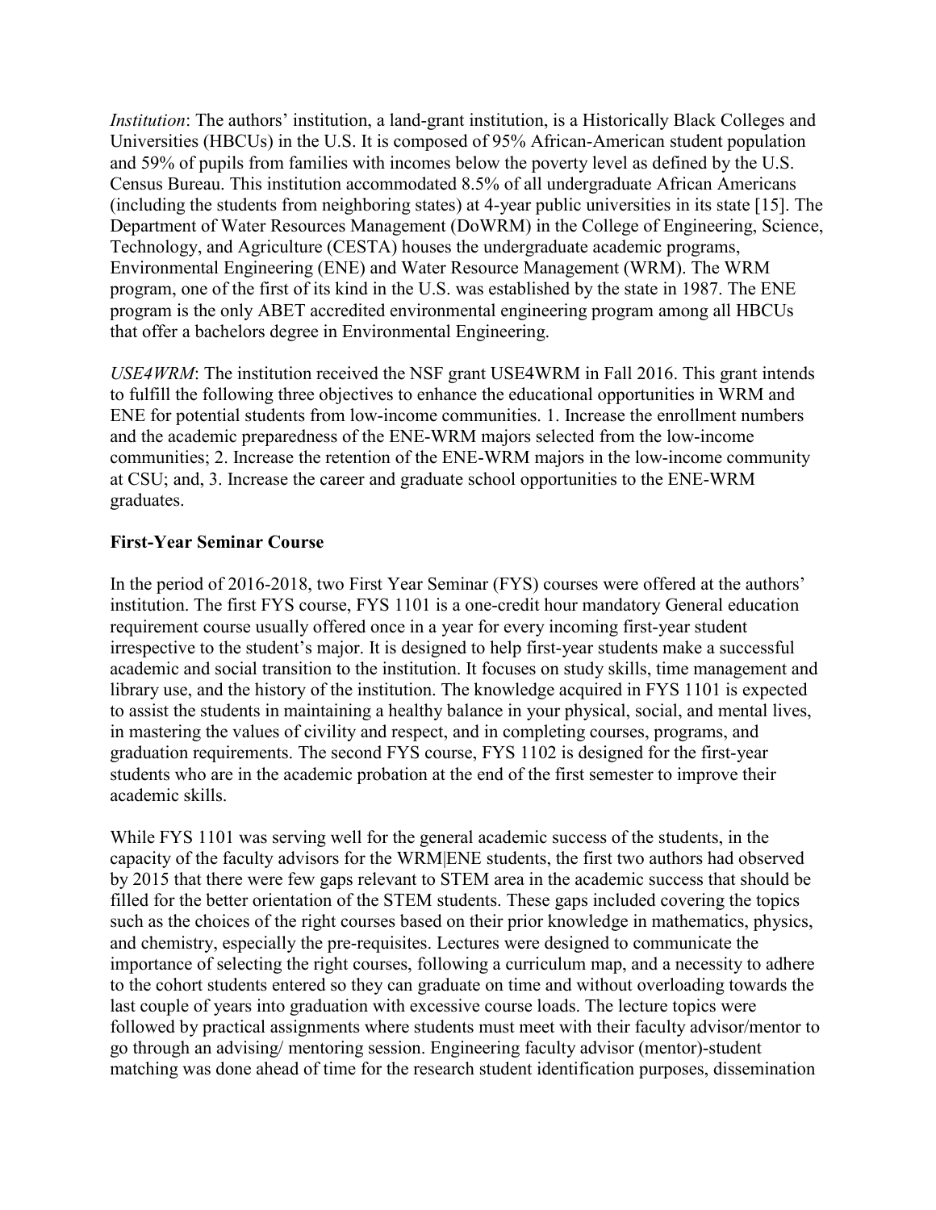*Institution*: The authors' institution, a land-grant institution, is a Historically Black Colleges and Universities (HBCUs) in the U.S. It is composed of 95% African-American student population and 59% of pupils from families with incomes below the poverty level as defined by the U.S. Census Bureau. This institution accommodated 8.5% of all undergraduate African Americans (including the students from neighboring states) at 4-year public universities in its state [15]. The Department of Water Resources Management (DoWRM) in the College of Engineering, Science, Technology, and Agriculture (CESTA) houses the undergraduate academic programs, Environmental Engineering (ENE) and Water Resource Management (WRM). The WRM program, one of the first of its kind in the U.S. was established by the state in 1987. The ENE program is the only ABET accredited environmental engineering program among all HBCUs that offer a bachelors degree in Environmental Engineering.

*USE4WRM*: The institution received the NSF grant USE4WRM in Fall 2016. This grant intends to fulfill the following three objectives to enhance the educational opportunities in WRM and ENE for potential students from low-income communities. 1. Increase the enrollment numbers and the academic preparedness of the ENE-WRM majors selected from the low-income communities; 2. Increase the retention of the ENE-WRM majors in the low-income community at CSU; and, 3. Increase the career and graduate school opportunities to the ENE-WRM graduates.

## First-Year Seminar Course

In the period of 2016-2018, two First Year Seminar (FYS) courses were offered at the authors' institution. The first FYS course, FYS 1101 is a one-credit hour mandatory General education requirement course usually offered once in a year for every incoming first-year student irrespective to the student's major. It is designed to help first-year students make a successful academic and social transition to the institution. It focuses on study skills, time management and library use, and the history of the institution. The knowledge acquired in FYS 1101 is expected to assist the students in maintaining a healthy balance in your physical, social, and mental lives, in mastering the values of civility and respect, and in completing courses, programs, and graduation requirements. The second FYS course, FYS 1102 is designed for the first-year students who are in the academic probation at the end of the first semester to improve their academic skills.

While FYS 1101 was serving well for the general academic success of the students, in the capacity of the faculty advisors for the WRM|ENE students, the first two authors had observed by 2015 that there were few gaps relevant to STEM area in the academic success that should be filled for the better orientation of the STEM students. These gaps included covering the topics such as the choices of the right courses based on their prior knowledge in mathematics, physics, and chemistry, especially the pre-requisites. Lectures were designed to communicate the importance of selecting the right courses, following a curriculum map, and a necessity to adhere to the cohort students entered so they can graduate on time and without overloading towards the last couple of years into graduation with excessive course loads. The lecture topics were followed by practical assignments where students must meet with their faculty advisor/mentor to go through an advising/ mentoring session. Engineering faculty advisor (mentor)-student matching was done ahead of time for the research student identification purposes, dissemination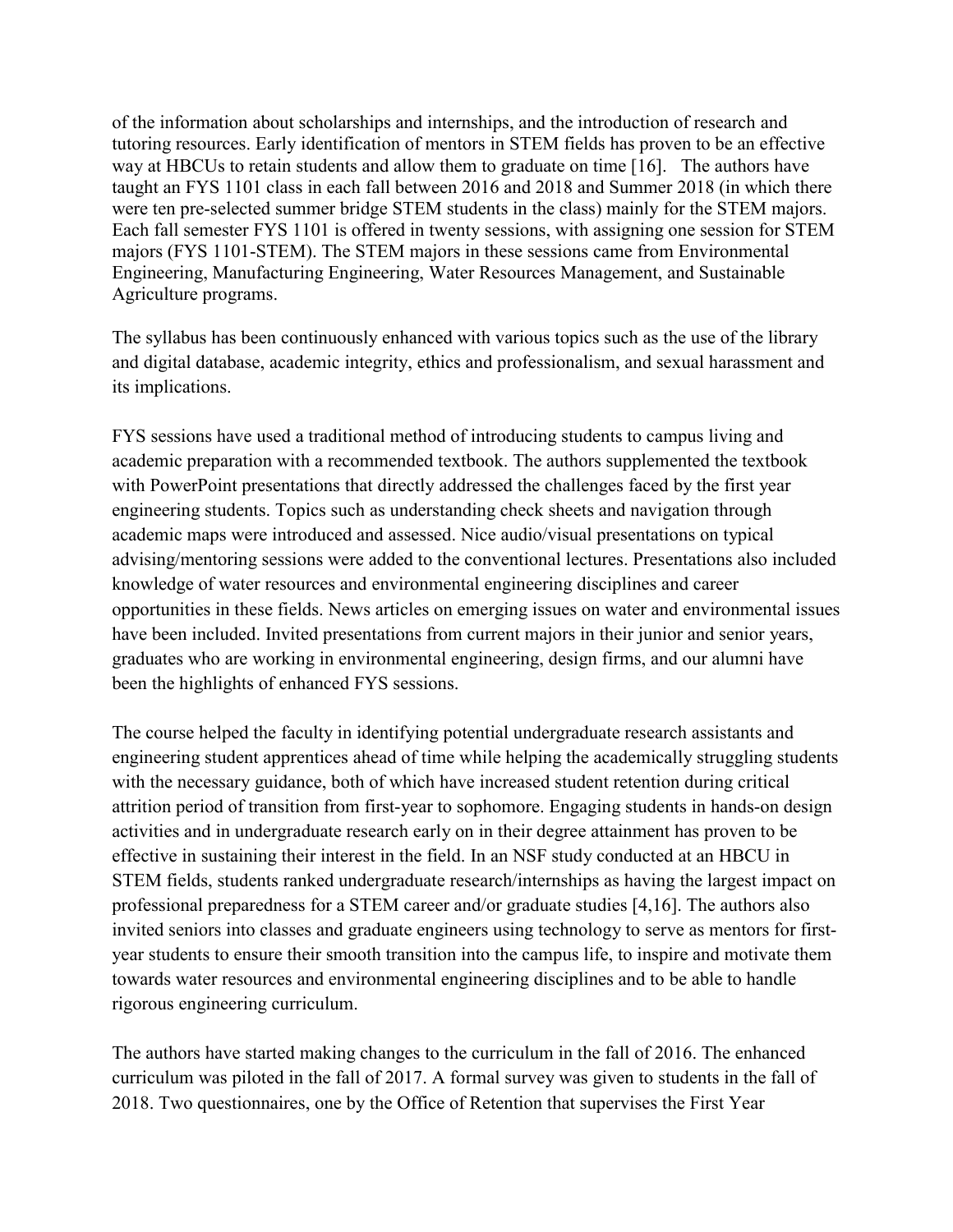of the information about scholarships and internships, and the introduction of research and tutoring resources. Early identification of mentors in STEM fields has proven to be an effective way at HBCUs to retain students and allow them to graduate on time [16]. The authors have taught an FYS 1101 class in each fall between 2016 and 2018 and Summer 2018 (in which there were ten pre-selected summer bridge STEM students in the class) mainly for the STEM majors. Each fall semester FYS 1101 is offered in twenty sessions, with assigning one session for STEM majors (FYS 1101-STEM). The STEM majors in these sessions came from Environmental Engineering, Manufacturing Engineering, Water Resources Management, and Sustainable Agriculture programs.

The syllabus has been continuously enhanced with various topics such as the use of the library and digital database, academic integrity, ethics and professionalism, and sexual harassment and its implications.

FYS sessions have used a traditional method of introducing students to campus living and academic preparation with a recommended textbook. The authors supplemented the textbook with PowerPoint presentations that directly addressed the challenges faced by the first year engineering students. Topics such as understanding check sheets and navigation through academic maps were introduced and assessed. Nice audio/visual presentations on typical advising/mentoring sessions were added to the conventional lectures. Presentations also included knowledge of water resources and environmental engineering disciplines and career opportunities in these fields. News articles on emerging issues on water and environmental issues have been included. Invited presentations from current majors in their junior and senior years, graduates who are working in environmental engineering, design firms, and our alumni have been the highlights of enhanced FYS sessions.

The course helped the faculty in identifying potential undergraduate research assistants and engineering student apprentices ahead of time while helping the academically struggling students with the necessary guidance, both of which have increased student retention during critical attrition period of transition from first-year to sophomore. Engaging students in hands-on design activities and in undergraduate research early on in their degree attainment has proven to be effective in sustaining their interest in the field. In an NSF study conducted at an HBCU in STEM fields, students ranked undergraduate research/internships as having the largest impact on professional preparedness for a STEM career and/or graduate studies [4,16]. The authors also invited seniors into classes and graduate engineers using technology to serve as mentors for first-year students to ensure their smooth transition into the campus life, to inspire and motivate them towards water resources and environmental engineering disciplines and to be able to handle rigorous engineering curriculum.

The authors have started making changes to the curriculum in the fall of 2016. The enhanced curriculum was piloted in the fall of 2017. A formal survey was given to students in the fall of 2018. Two questionnaires, one by the Office of Retention that supervises the First Year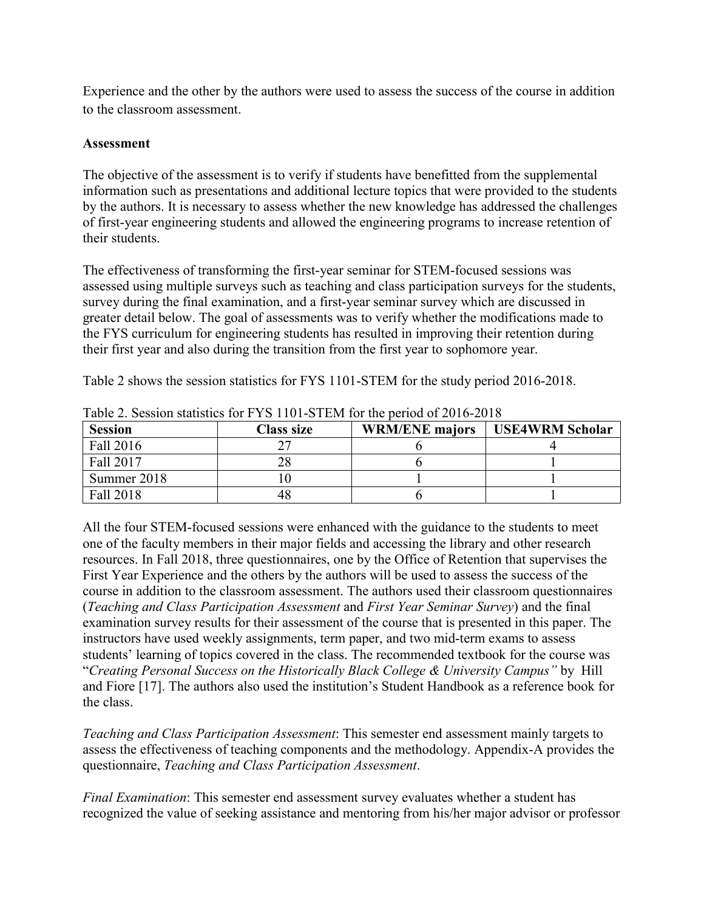Experience and the other by the authors were used to assess the success of the course in addition to the classroom assessment.

**Assessment**

The objective of the assessment is to verify if students have benefitted from the supplemental information such as presentations and additional lecture topics that were provided to the students by the authors. It is necessary to assess whether the new knowledge has addressed the challenges of first-year engineering students and allowed the engineering programs to increase retention of their students.

The effectiveness of transforming the first-year seminar for STEM-focused sessions was assessed using multiple surveys such as teaching and class participation surveys for the students, survey during the final examination, and a first-year seminar survey which are discussed in greater detail below. The goal of assessments was to verify whether the modifications made to the FYS curriculum for engineering students has resulted in improving their retention during their first year and also during the transition from the first year to sophomore year.

Table 2 shows the session statistics for FYS 1101-STEM for the study period 2016-2018.

Table 2. Session statistics for FYS 1101-STEM for the period of 2016-2018

| Session | Class size | WRM/ENE majors | USE4WRM Scholar |
|---|---|---|---|
| Fall 2016 | 27 | 6 | 4 |
| Fall 2017 | 28 | 6 | 1 |
| Summer 2018 | 10 | 1 | 1 |
| Fall 2018 | 48 | 6 | 1 |

All the four STEM-focused sessions were enhanced with the guidance to the students to meet one of the faculty members in their major fields and accessing the library and other research resources. In Fall 2018, three questionnaires, one by the Office of Retention that supervises the First Year Experience and the others by the authors will be used to assess the success of the course in addition to the classroom assessment. The authors used their classroom questionnaires (*Teaching and Class Participation Assessment* and *First Year Seminar Survey*) and the final examination survey results for their assessment of the course that is presented in this paper. The instructors have used weekly assignments, term paper, and two mid-term exams to assess students' learning of topics covered in the class. The recommended textbook for the course was "*Creating Personal Success on the Historically Black College & University Campus"* by Hill and Fiore [17]. The authors also used the institution's Student Handbook as a reference book for the class.

*Teaching and Class Participation Assessment*: This semester end assessment mainly targets to assess the effectiveness of teaching components and the methodology. Appendix-A provides the questionnaire, *Teaching and Class Participation Assessment*.

*Final Examination*: This semester end assessment survey evaluates whether a student has recognized the value of seeking assistance and mentoring from his/her major advisor or professor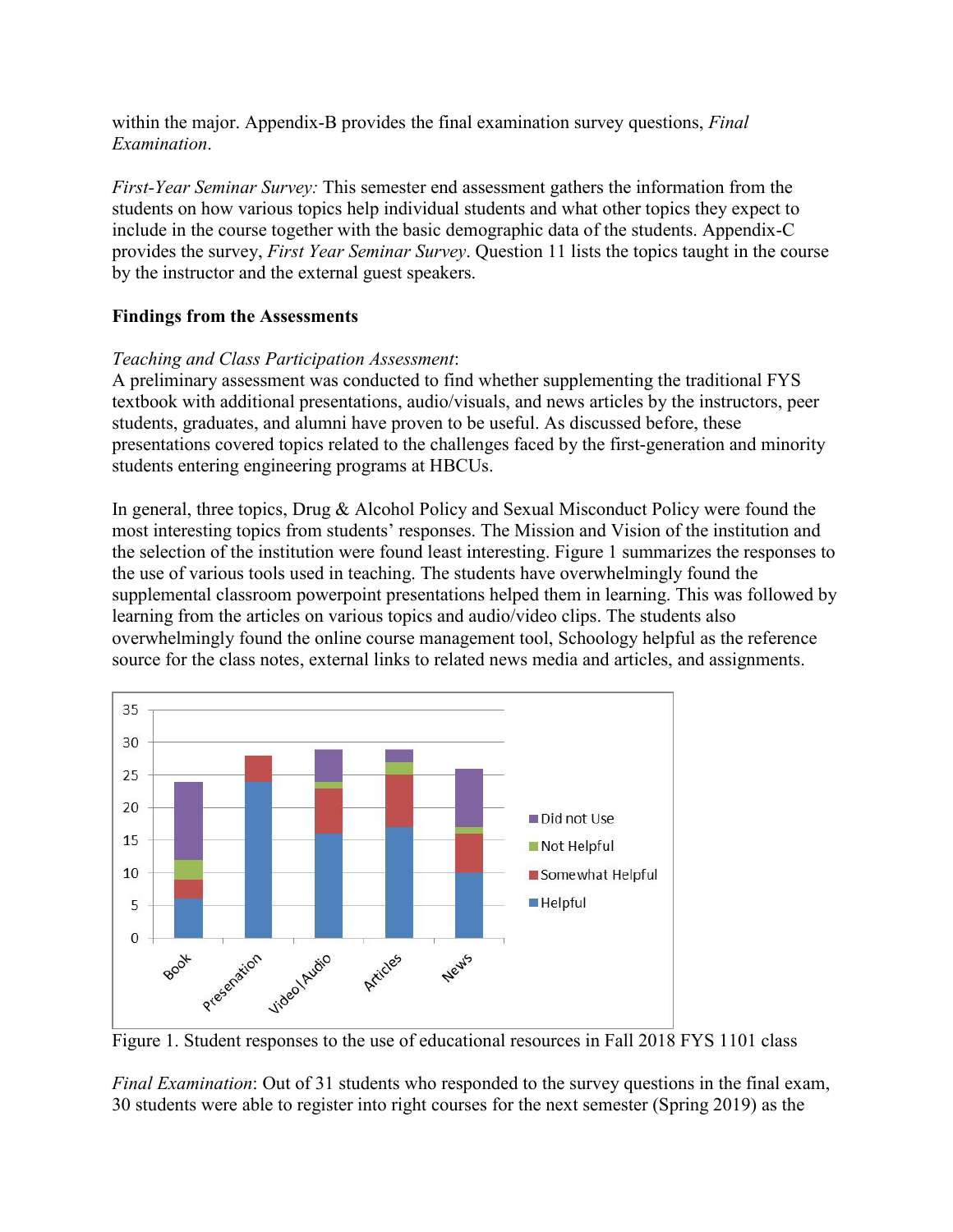within the major. Appendix-B provides the final examination survey questions, *Final Examination*.

*First-Year Seminar Survey:* This semester end assessment gathers the information from the students on how various topics help individual students and what other topics they expect to include in the course together with the basic demographic data of the students. Appendix-C provides the survey, *First Year Seminar Survey*. Question 11 lists the topics taught in the course by the instructor and the external guest speakers.

**Findings from the Assessments**

*Teaching and Class Participation Assessment*:
A preliminary assessment was conducted to find whether supplementing the traditional FYS textbook with additional presentations, audio/visuals, and news articles by the instructors, peer students, graduates, and alumni have proven to be useful. As discussed before, these presentations covered topics related to the challenges faced by the first-generation and minority students entering engineering programs at HBCUs.

In general, three topics, Drug & Alcohol Policy and Sexual Misconduct Policy were found the most interesting topics from students' responses. The Mission and Vision of the institution and the selection of the institution were found least interesting. Figure 1 summarizes the responses to the use of various tools used in teaching. The students have overwhelmingly found the supplemental classroom powerpoint presentations helped them in learning. This was followed by learning from the articles on various topics and audio/video clips. The students also overwhelmingly found the online course management tool, Schoology helpful as the reference source for the class notes, external links to related news media and articles, and assignments.

35
30
25
20
15
10
5
0

Book
Presenation
Video|Audio
Articles
News

Did not Use
Not Helpful
Somewhat Helpful
Helpful

Figure 1. Student responses to the use of educational resources in Fall 2018 FYS 1101 class

*Final Examination*: Out of 31 students who responded to the survey questions in the final exam, 30 students were able to register into right courses for the next semester (Spring 2019) as the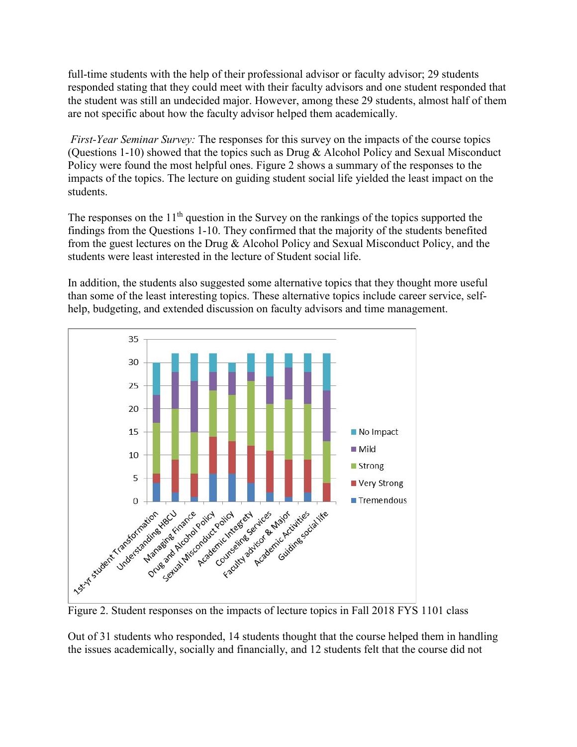full-time students with the help of their professional advisor or faculty advisor; 29 students responded stating that they could meet with their faculty advisors and one student responded that the student was still an undecided major. However, among these 29 students, almost half of them are not specific about how the faculty advisor helped them academically.

*First-Year Seminar Survey:* The responses for this survey on the impacts of the course topics (Questions 1-10) showed that the topics such as Drug & Alcohol Policy and Sexual Misconduct Policy were found the most helpful ones. Figure 2 shows a summary of the responses to the impacts of the topics. The lecture on guiding student social life yielded the least impact on the students.

The responses on the 11th question in the Survey on the rankings of the topics supported the findings from the Questions 1-10. They confirmed that the majority of the students benefited from the guest lectures on the Drug & Alcohol Policy and Sexual Misconduct Policy, and the students were least interested in the lecture of Student social life.

In addition, the students also suggested some alternative topics that they thought more useful than some of the least interesting topics. These alternative topics include career service, self-help, budgeting, and extended discussion on faculty advisors and time management.

35
30
25
20
15
10
5
0

1st-yr student Transformation
Understanding HBCU
Managing Finance
Drug and Alcohol Policy
Sexual Misconduct Policy
Academic Integrety
Counseling Services
Faculty advisor & Major
Academic Activities
Guiding social life

No Impact
Mild
Strong
Very Strong
Tremendous

Figure 2. Student responses on the impacts of lecture topics in Fall 2018 FYS 1101 class

Out of 31 students who responded, 14 students thought that the course helped them in handling the issues academically, socially and financially, and 12 students felt that the course did not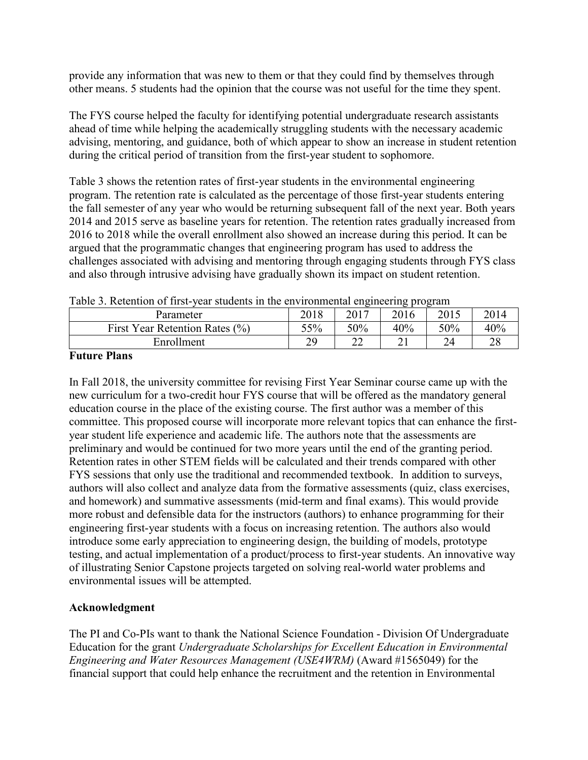provide any information that was new to them or that they could find by themselves through other means. 5 students had the opinion that the course was not useful for the time they spent.

The FYS course helped the faculty for identifying potential undergraduate research assistants ahead of time while helping the academically struggling students with the necessary academic advising, mentoring, and guidance, both of which appear to show an increase in student retention during the critical period of transition from the first-year student to sophomore.

Table 3 shows the retention rates of first-year students in the environmental engineering program. The retention rate is calculated as the percentage of those first-year students entering the fall semester of any year who would be returning subsequent fall of the next year. Both years 2014 and 2015 serve as baseline years for retention. The retention rates gradually increased from 2016 to 2018 while the overall enrollment also showed an increase during this period. It can be argued that the programmatic changes that engineering program has used to address the challenges associated with advising and mentoring through engaging students through FYS class and also through intrusive advising have gradually shown its impact on student retention.

Table 3. Retention of first-year students in the environmental engineering program

| Parameter | 2018 | 2017 | 2016 | 2015 | 2014 |
|---|---|---|---|---|---|
| First Year Retention Rates (%) | 55% | 50% | 40% | 50% | 40% |
| Enrollment | 29 | 22 | 21 | 24 | 28 |

**Future Plans**

In Fall 2018, the university committee for revising First Year Seminar course came up with the new curriculum for a two-credit hour FYS course that will be offered as the mandatory general education course in the place of the existing course. The first author was a member of this committee. This proposed course will incorporate more relevant topics that can enhance the first-year student life experience and academic life. The authors note that the assessments are preliminary and would be continued for two more years until the end of the granting period. Retention rates in other STEM fields will be calculated and their trends compared with other FYS sessions that only use the traditional and recommended textbook. In addition to surveys, authors will also collect and analyze data from the formative assessments (quiz, class exercises, and homework) and summative assessments (mid-term and final exams). This would provide more robust and defensible data for the instructors (authors) to enhance programming for their engineering first-year students with a focus on increasing retention. The authors also would introduce some early appreciation to engineering design, the building of models, prototype testing, and actual implementation of a product/process to first-year students. An innovative way of illustrating Senior Capstone projects targeted on solving real-world water problems and environmental issues will be attempted.

**Acknowledgment**

The PI and Co-PIs want to thank the National Science Foundation - Division Of Undergraduate Education for the grant *Undergraduate Scholarships for Excellent Education in Environmental Engineering and Water Resources Management (USE4WRM)* (Award #1565049) for the financial support that could help enhance the recruitment and the retention in Environmental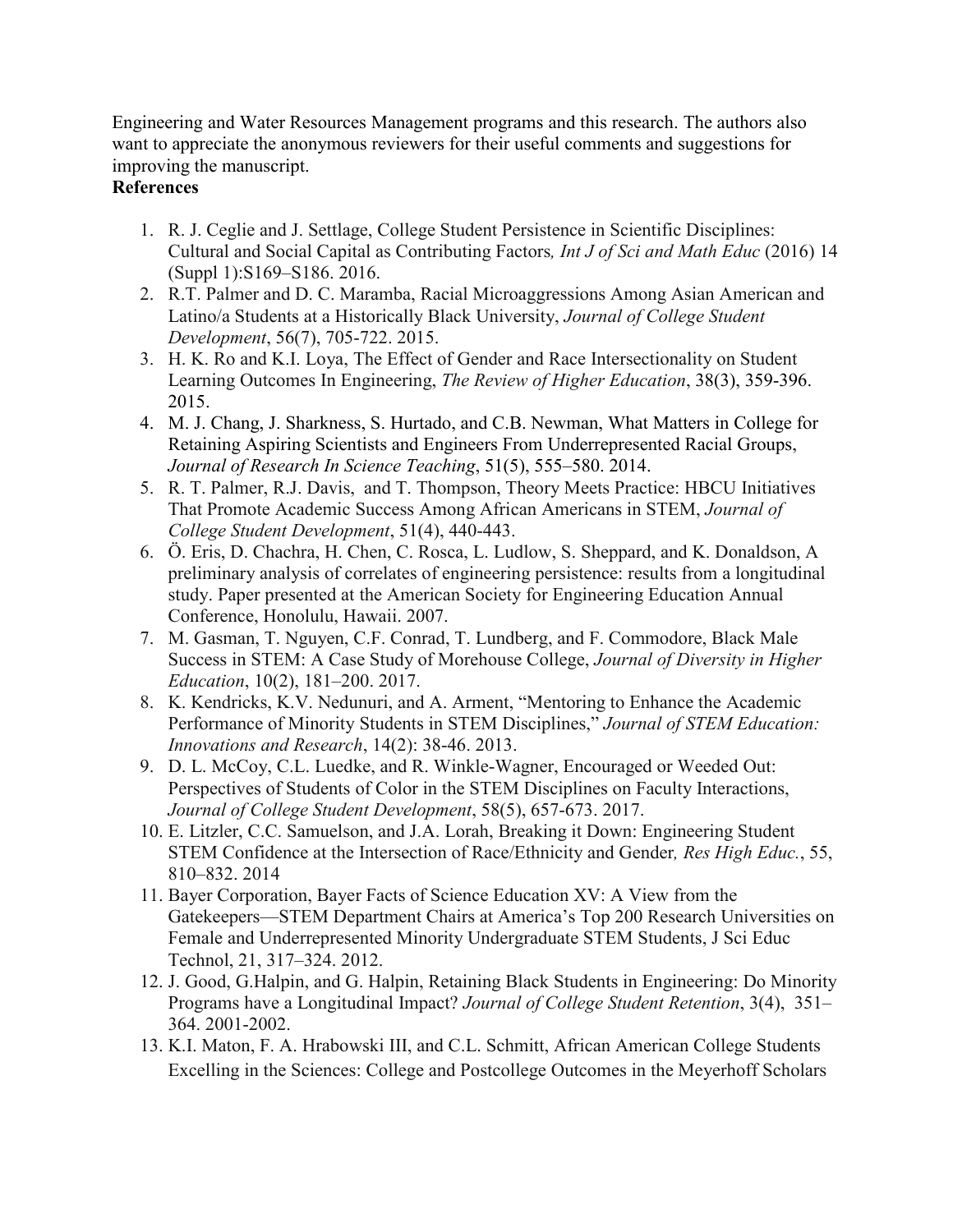Engineering and Water Resources Management programs and this research. The authors also want to appreciate the anonymous reviewers for their useful comments and suggestions for improving the manuscript.

**References**

1. R. J. Ceglie and J. Settlage, College Student Persistence in Scientific Disciplines: Cultural and Social Capital as Contributing Factors*, Int J of Sci and Math Educ* (2016) 14 (Suppl 1):S169–S186. 2016.
2. R.T. Palmer and D. C. Maramba, Racial Microaggressions Among Asian American and Latino/a Students at a Historically Black University, *Journal of College Student Development*, 56(7), 705-722. 2015.
3. H. K. Ro and K.I. Loya, The Effect of Gender and Race Intersectionality on Student Learning Outcomes In Engineering, *The Review of Higher Education*, 38(3), 359-396. 2015.
4. M. J. Chang, J. Sharkness, S. Hurtado, and C.B. Newman, What Matters in College for Retaining Aspiring Scientists and Engineers From Underrepresented Racial Groups, *Journal of Research In Science Teaching*, 51(5), 555–580. 2014.
5. R. T. Palmer, R.J. Davis, and T. Thompson, Theory Meets Practice: HBCU Initiatives That Promote Academic Success Among African Americans in STEM, *Journal of College Student Development*, 51(4), 440-443.
6. Ö. Eris, D. Chachra, H. Chen, C. Rosca, L. Ludlow, S. Sheppard, and K. Donaldson, A preliminary analysis of correlates of engineering persistence: results from a longitudinal study. Paper presented at the American Society for Engineering Education Annual Conference, Honolulu, Hawaii. 2007.
7. M. Gasman, T. Nguyen, C.F. Conrad, T. Lundberg, and F. Commodore, Black Male Success in STEM: A Case Study of Morehouse College, *Journal of Diversity in Higher Education*, 10(2), 181–200. 2017.
8. K. Kendricks, K.V. Nedunuri, and A. Arment, "Mentoring to Enhance the Academic Performance of Minority Students in STEM Disciplines," *Journal of STEM Education: Innovations and Research*, 14(2): 38-46. 2013.
9. D. L. McCoy, C.L. Luedke, and R. Winkle-Wagner, Encouraged or Weeded Out: Perspectives of Students of Color in the STEM Disciplines on Faculty Interactions, *Journal of College Student Development*, 58(5), 657-673. 2017.
10. E. Litzler, C.C. Samuelson, and J.A. Lorah, Breaking it Down: Engineering Student STEM Confidence at the Intersection of Race/Ethnicity and Gender*, Res High Educ.*, 55, 810–832. 2014
11. Bayer Corporation, Bayer Facts of Science Education XV: A View from the Gatekeepers—STEM Department Chairs at America's Top 200 Research Universities on Female and Underrepresented Minority Undergraduate STEM Students, J Sci Educ Technol, 21, 317–324. 2012.
12. J. Good, G.Halpin, and G. Halpin, Retaining Black Students in Engineering: Do Minority Programs have a Longitudinal Impact? *Journal of College Student Retention*, 3(4), 351–364. 2001-2002.
13. K.I. Maton, F. A. Hrabowski III, and C.L. Schmitt, African American College Students Excelling in the Sciences: College and Postcollege Outcomes in the Meyerhoff Scholars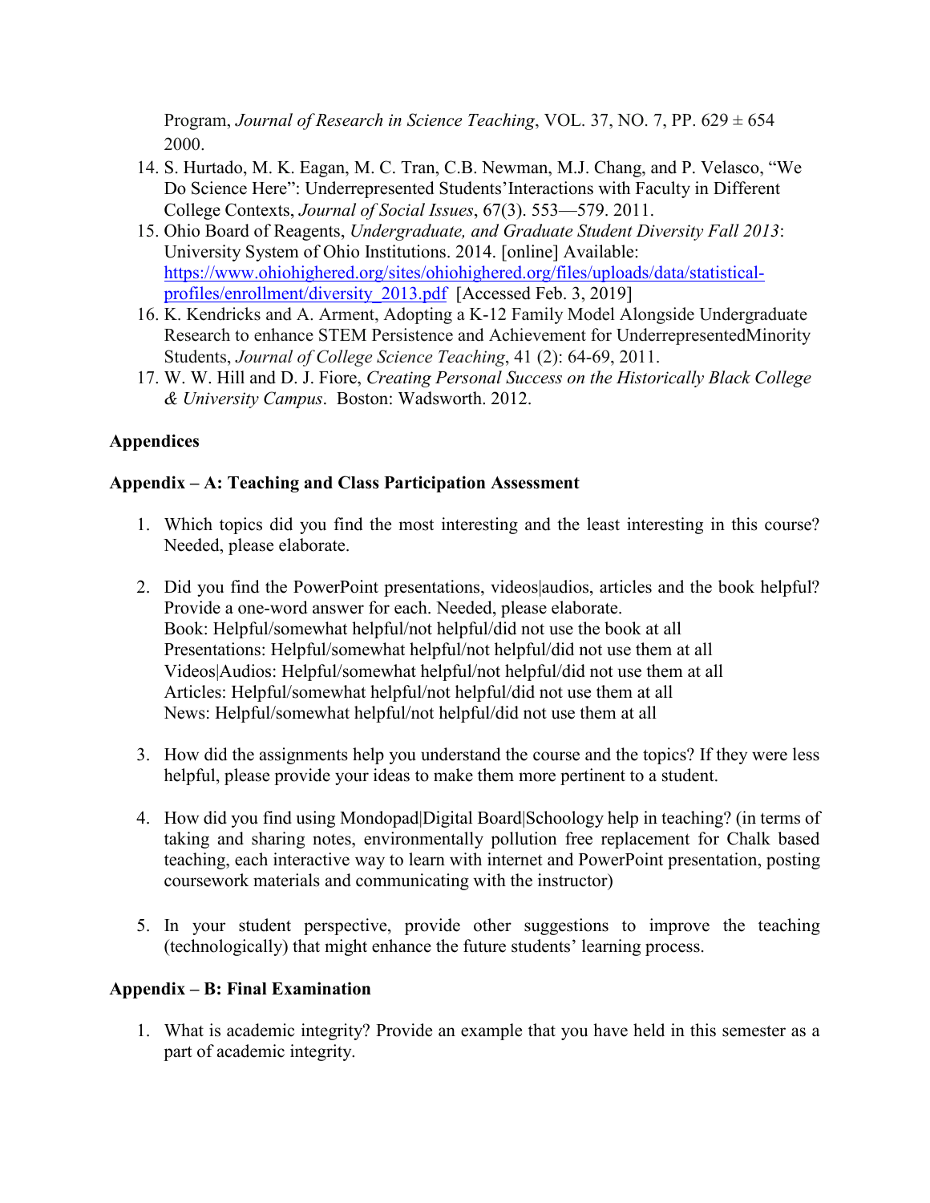Program, *Journal of Research in Science Teaching*, VOL. 37, NO. 7, PP. 629 ± 654 2000.

14. S. Hurtado, M. K. Eagan, M. C. Tran, C.B. Newman, M.J. Chang, and P. Velasco, "We Do Science Here": Underrepresented Students'Interactions with Faculty in Different College Contexts, *Journal of Social Issues*, 67(3). 553—579. 2011.
15. Ohio Board of Reagents, *Undergraduate, and Graduate Student Diversity Fall 2013*: University System of Ohio Institutions. 2014. [online] Available: https://www.ohiohighered.org/sites/ohiohighered.org/files/uploads/data/statistical-profiles/enrollment/diversity_2013.pdf [Accessed Feb. 3, 2019]
16. K. Kendricks and A. Arment, Adopting a K-12 Family Model Alongside Undergraduate Research to enhance STEM Persistence and Achievement for UnderrepresentedMinority Students, *Journal of College Science Teaching*, 41 (2): 64-69, 2011.
17. W. W. Hill and D. J. Fiore, *Creating Personal Success on the Historically Black College & University Campus*. Boston: Wadsworth. 2012.

## Appendices

### Appendix – A: Teaching and Class Participation Assessment

1. Which topics did you find the most interesting and the least interesting in this course? Needed, please elaborate.

2. Did you find the PowerPoint presentations, videos|audios, articles and the book helpful? Provide a one-word answer for each. Needed, please elaborate.
   Book: Helpful/somewhat helpful/not helpful/did not use the book at all
   Presentations: Helpful/somewhat helpful/not helpful/did not use them at all
   Videos|Audios: Helpful/somewhat helpful/not helpful/did not use them at all
   Articles: Helpful/somewhat helpful/not helpful/did not use them at all
   News: Helpful/somewhat helpful/not helpful/did not use them at all

3. How did the assignments help you understand the course and the topics? If they were less helpful, please provide your ideas to make them more pertinent to a student.

4. How did you find using Mondopad|Digital Board|Schoology help in teaching? (in terms of taking and sharing notes, environmentally pollution free replacement for Chalk based teaching, each interactive way to learn with internet and PowerPoint presentation, posting coursework materials and communicating with the instructor)

5. In your student perspective, provide other suggestions to improve the teaching (technologically) that might enhance the future students' learning process.

### Appendix – B: Final Examination

1. What is academic integrity? Provide an example that you have held in this semester as a part of academic integrity.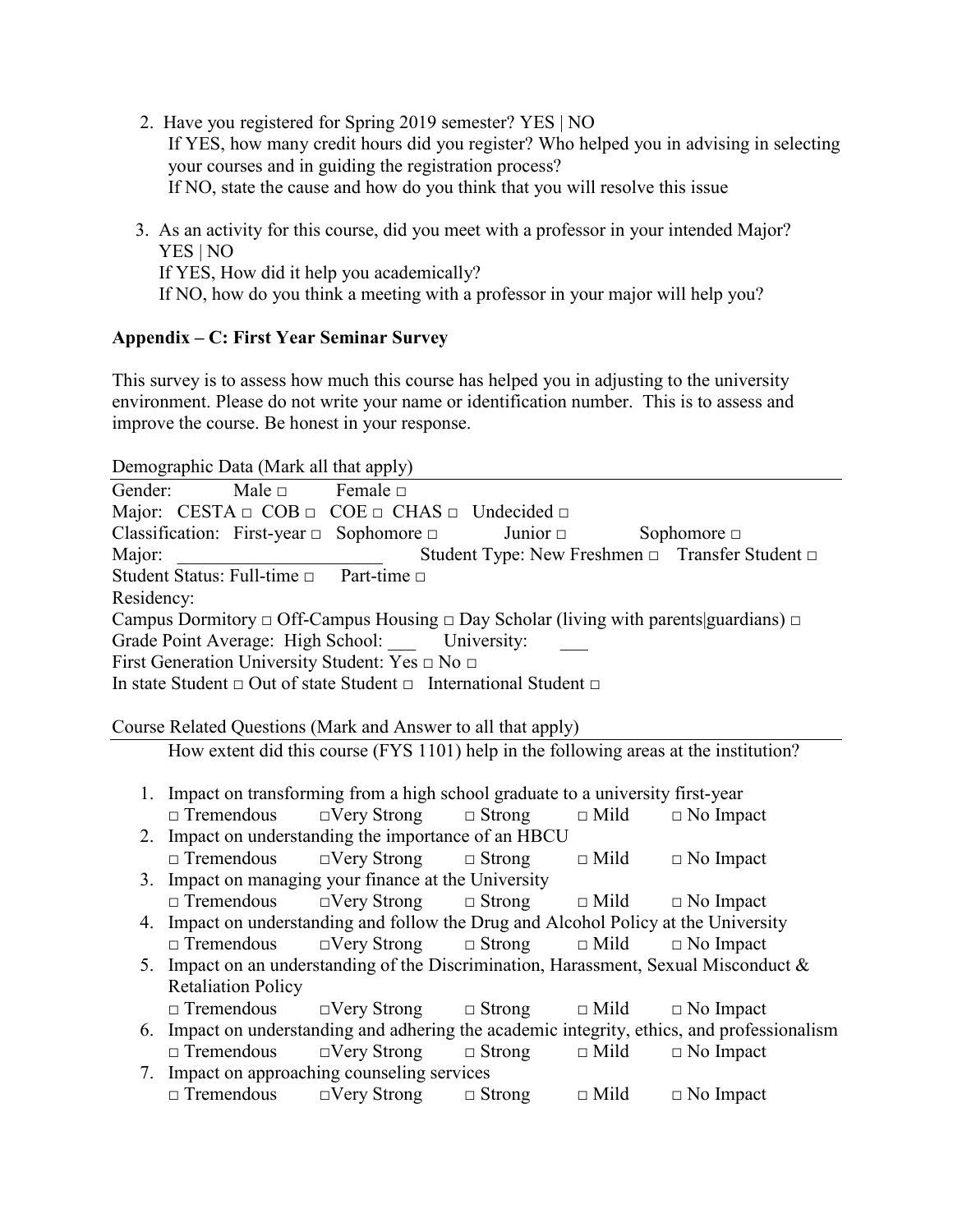2. Have you registered for Spring 2019 semester? YES | NO
   If YES, how many credit hours did you register? Who helped you in advising in selecting your courses and in guiding the registration process?
   If NO, state the cause and how do you think that you will resolve this issue

3. As an activity for this course, did you meet with a professor in your intended Major? YES | NO
   If YES, How did it help you academically?
   If NO, how do you think a meeting with a professor in your major will help you?

**Appendix – C: First Year Seminar Survey**

This survey is to assess how much this course has helped you in adjusting to the university environment. Please do not write your name or identification number. This is to assess and improve the course. Be honest in your response.

Demographic Data (Mark all that apply)

Gender: Male □ Female □
Major: CESTA □ COB □ COE □ CHAS □ Undecided □
Classification: First-year □ Sophomore □ Junior □ Sophomore □
Major: ______________________ Student Type: New Freshmen □ Transfer Student □
Student Status: Full-time □ Part-time □
Residency:
Campus Dormitory □ Off-Campus Housing □ Day Scholar (living with parents|guardians) □
Grade Point Average: High School: ___ University: ___
First Generation University Student: Yes □ No □
In state Student □ Out of state Student □ International Student □

Course Related Questions (Mark and Answer to all that apply)

How extent did this course (FYS 1101) help in the following areas at the institution?

1. Impact on transforming from a high school graduate to a university first-year
   □ Tremendous □Very Strong □ Strong □ Mild □ No Impact
2. Impact on understanding the importance of an HBCU
   □ Tremendous □Very Strong □ Strong □ Mild □ No Impact
3. Impact on managing your finance at the University
   □ Tremendous □Very Strong □ Strong □ Mild □ No Impact
4. Impact on understanding and follow the Drug and Alcohol Policy at the University
   □ Tremendous □Very Strong □ Strong □ Mild □ No Impact
5. Impact on an understanding of the Discrimination, Harassment, Sexual Misconduct & Retaliation Policy
   □ Tremendous □Very Strong □ Strong □ Mild □ No Impact
6. Impact on understanding and adhering the academic integrity, ethics, and professionalism
   □ Tremendous □Very Strong □ Strong □ Mild □ No Impact
7. Impact on approaching counseling services
   □ Tremendous □Very Strong □ Strong □ Mild □ No Impact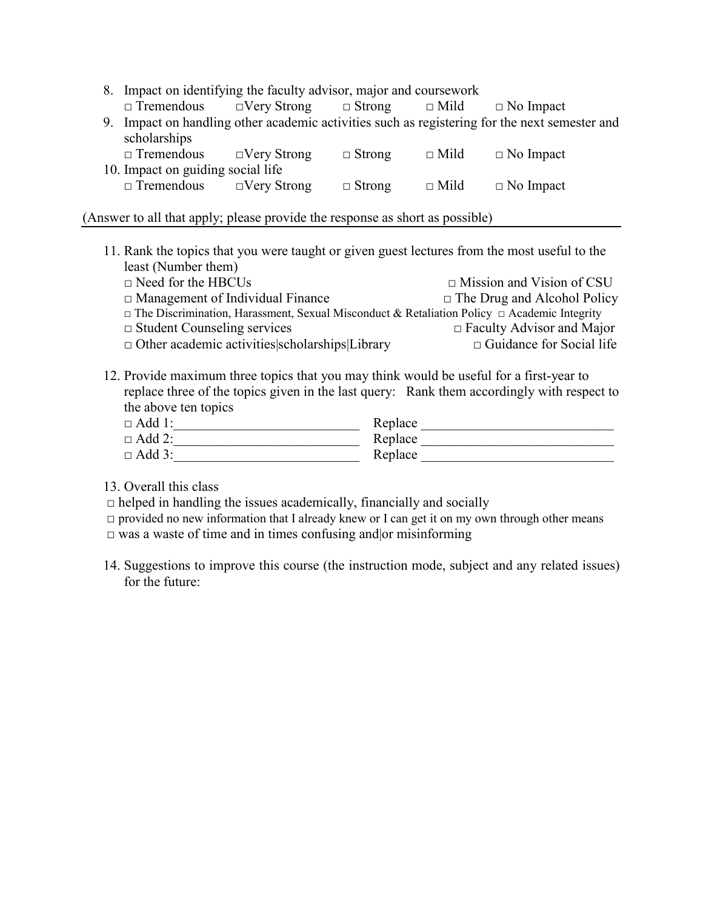8. Impact on identifying the faculty advisor, major and coursework
   □ Tremendous □Very Strong □ Strong □ Mild □ No Impact
9. Impact on handling other academic activities such as registering for the next semester and scholarships
   □ Tremendous □Very Strong □ Strong □ Mild □ No Impact
10. Impact on guiding social life
    □ Tremendous □Very Strong □ Strong □ Mild □ No Impact

(Answer to all that apply; please provide the response as short as possible)

---

11. Rank the topics that you were taught or given guest lectures from the most useful to the least (Number them)
    □ Need for the HBCUs □ Mission and Vision of CSU
    □ Management of Individual Finance □ The Drug and Alcohol Policy
    □ The Discrimination, Harassment, Sexual Misconduct & Retaliation Policy □ Academic Integrity
    □ Student Counseling services □ Faculty Advisor and Major
    □ Other academic activities|scholarships|Library □ Guidance for Social life

12. Provide maximum three topics that you may think would be useful for a first-year to replace three of the topics given in the last query: Rank them accordingly with respect to the above ten topics
    □ Add 1:__________________________ Replace ___________________________
    □ Add 2:__________________________ Replace ___________________________
    □ Add 3:__________________________ Replace ___________________________

13. Overall this class
    □ helped in handling the issues academically, financially and socially
    □ provided no new information that I already knew or I can get it on my own through other means
    □ was a waste of time and in times confusing and|or misinforming

14. Suggestions to improve this course (the instruction mode, subject and any related issues) for the future: